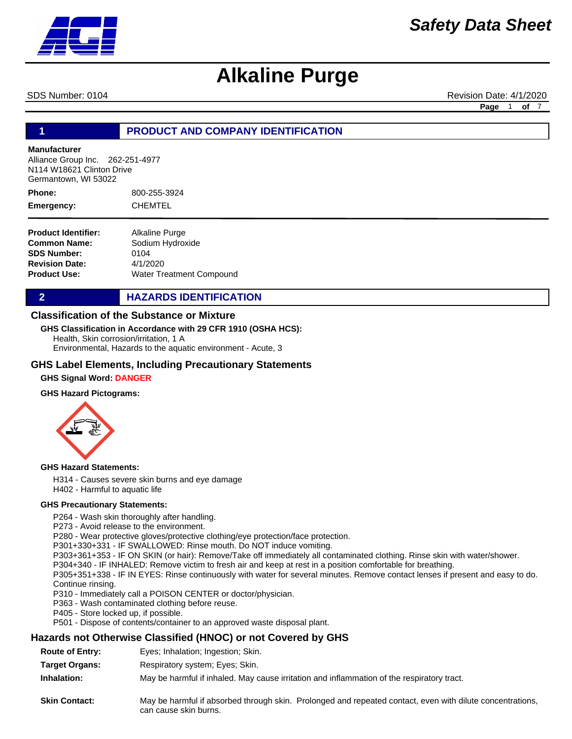# Alkaline Purge

*Safety Data Sheet*

SDS Number: 0104 | Revision Date: 4/1/2020

## 1 PRODUCT AND COMPANY IDENTIFICATION

**Manufacturer**
Alliance Group Inc. 262-251-4977
N114 W18621 Clinton Drive
Germantown, WI 53022

**Phone:** 800-255-3924
**Emergency:** CHEMTEL

**Product Identifier:** Alkaline Purge
**Common Name:** Sodium Hydroxide
**SDS Number:** 0104
**Revision Date:** 4/1/2020
**Product Use:** Water Treatment Compound

## 2 HAZARDS IDENTIFICATION

### Classification of the Substance or Mixture

**GHS Classification in Accordance with 29 CFR 1910 (OSHA HCS):**
Health, Skin corrosion/irritation, 1 A
Environmental, Hazards to the aquatic environment - Acute, 3

### GHS Label Elements, Including Precautionary Statements

**GHS Signal Word:** **DANGER**

**GHS Hazard Pictograms:**

**GHS Hazard Statements:**

H314 - Causes severe skin burns and eye damage
H402 - Harmful to aquatic life

**GHS Precautionary Statements:**

P264 - Wash skin thoroughly after handling.
P273 - Avoid release to the environment.
P280 - Wear protective gloves/protective clothing/eye protection/face protection.
P301+330+331 - IF SWALLOWED: Rinse mouth. Do NOT induce vomiting.
P303+361+353 - IF ON SKIN (or hair): Remove/Take off immediately all contaminated clothing. Rinse skin with water/shower.
P304+340 - IF INHALED: Remove victim to fresh air and keep at rest in a position comfortable for breathing.
P305+351+338 - IF IN EYES: Rinse continuously with water for several minutes. Remove contact lenses if present and easy to do. Continue rinsing.
P310 - Immediately call a POISON CENTER or doctor/physician.
P363 - Wash contaminated clothing before reuse.
P405 - Store locked up, if possible.
P501 - Dispose of contents/container to an approved waste disposal plant.

### Hazards not Otherwise Classified (HNOC) or not Covered by GHS

**Route of Entry:** Eyes; Inhalation; Ingestion; Skin.

**Target Organs:** Respiratory system; Eyes; Skin.

**Inhalation:** May be harmful if inhaled. May cause irritation and inflammation of the respiratory tract.

**Skin Contact:** May be harmful if absorbed through skin. Prolonged and repeated contact, even with dilute concentrations, can cause skin burns.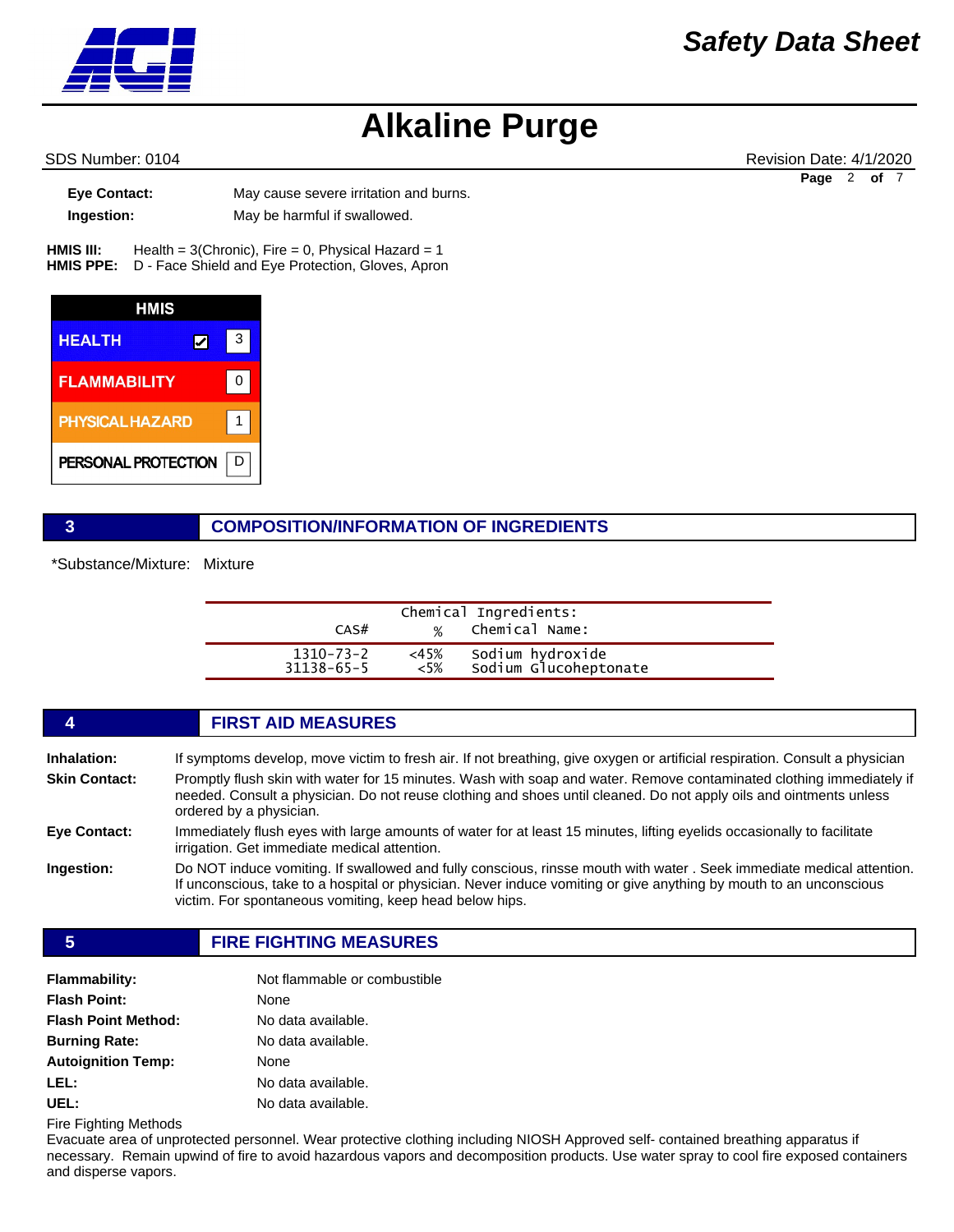**Eye Contact:** May cause severe irritation and burns.

**Ingestion:** May be harmful if swallowed.

**HMIS III:** Health = 3(Chronic), Fire = 0, Physical Hazard = 1
**HMIS PPE:** D - Face Shield and Eye Protection, Gloves, Apron

| HMIS | | |
|---|---|---|
| HEALTH | ☑ | 3 |
| FLAMMABILITY | | 0 |
| PHYSICAL HAZARD | | 1 |
| PERSONAL PROTECTION | | D |

## 3 COMPOSITION/INFORMATION OF INGREDIENTS

*Substance/Mixture: Mixture

| CAS# | % | Chemical Name: |
|---|---|---|
| 1310-73-2 | <45% | Sodium hydroxide |
| 31138-65-5 | <5% | Sodium Glucoheptonate |

## 4 FIRST AID MEASURES

**Inhalation:** If symptoms develop, move victim to fresh air. If not breathing, give oxygen or artificial respiration. Consult a physician

**Skin Contact:** Promptly flush skin with water for 15 minutes. Wash with soap and water. Remove contaminated clothing immediately if needed. Consult a physician. Do not reuse clothing and shoes until cleaned. Do not apply oils and ointments unless ordered by a physician.

**Eye Contact:** Immediately flush eyes with large amounts of water for at least 15 minutes, lifting eyelids occasionally to facilitate irrigation. Get immediate medical attention.

**Ingestion:** Do NOT induce vomiting. If swallowed and fully conscious, rinsse mouth with water . Seek immediate medical attention. If unconscious, take to a hospital or physician. Never induce vomiting or give anything by mouth to an unconscious victim. For spontaneous vomiting, keep head below hips.

## 5 FIRE FIGHTING MEASURES

**Flammability:** Not flammable or combustible

**Flash Point:** None

**Flash Point Method:** No data available.

**Burning Rate:** No data available.

**Autoignition Temp:** None

**LEL:** No data available.

**UEL:** No data available.

Fire Fighting Methods
Evacuate area of unprotected personnel. Wear protective clothing including NIOSH Approved self- contained breathing apparatus if necessary. Remain upwind of fire to avoid hazardous vapors and decomposition products. Use water spray to cool fire exposed containers and disperse vapors.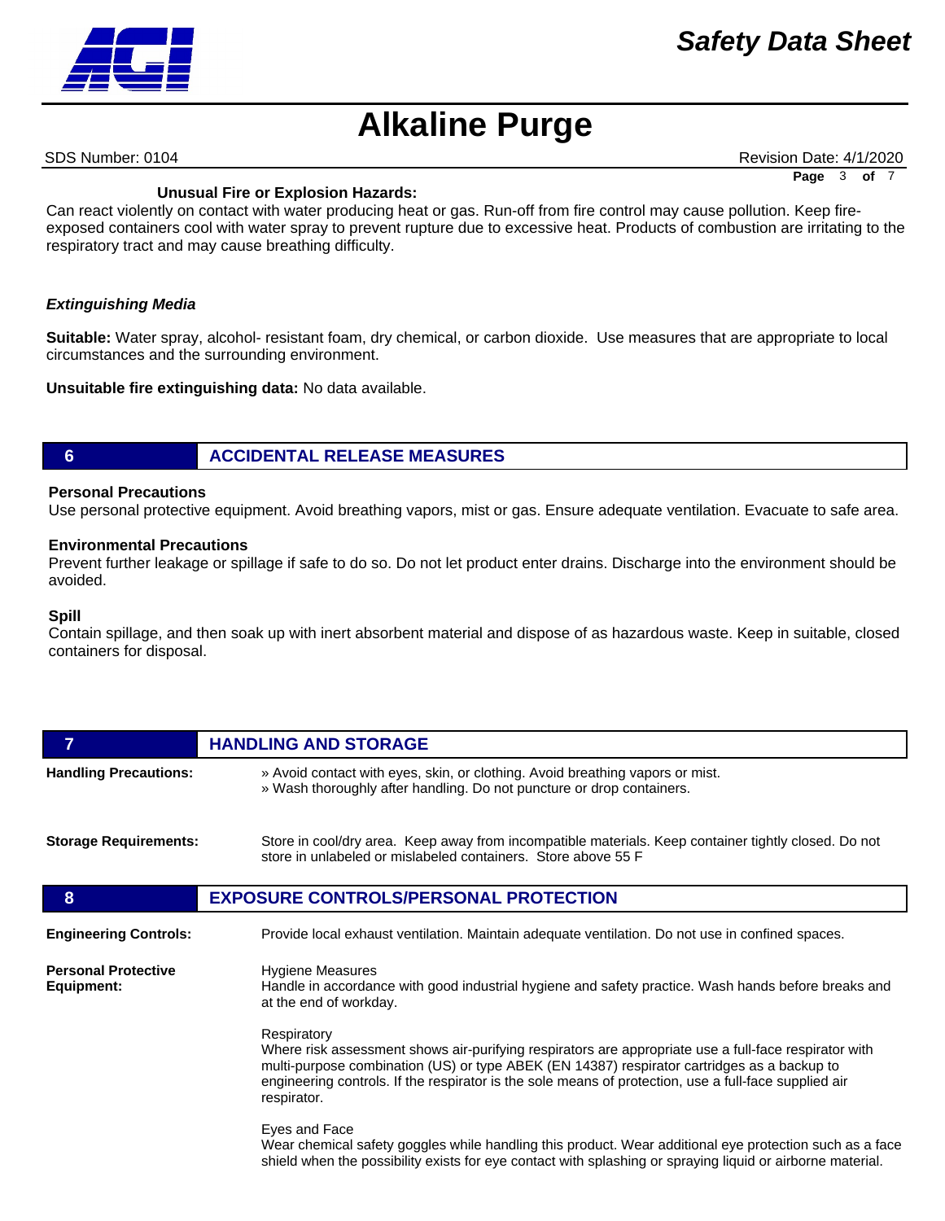**Unusual Fire or Explosion Hazards:**

Can react violently on contact with water producing heat or gas. Run-off from fire control may cause pollution. Keep fire-exposed containers cool with water spray to prevent rupture due to excessive heat. Products of combustion are irritating to the respiratory tract and may cause breathing difficulty.

***Extinguishing Media***

**Suitable:** Water spray, alcohol- resistant foam, dry chemical, or carbon dioxide. Use measures that are appropriate to local circumstances and the surrounding environment.

**Unsuitable fire extinguishing data:** No data available.

## 6 ACCIDENTAL RELEASE MEASURES

**Personal Precautions**

Use personal protective equipment. Avoid breathing vapors, mist or gas. Ensure adequate ventilation. Evacuate to safe area.

**Environmental Precautions**

Prevent further leakage or spillage if safe to do so. Do not let product enter drains. Discharge into the environment should be avoided.

**Spill**

Contain spillage, and then soak up with inert absorbent material and dispose of as hazardous waste. Keep in suitable, closed containers for disposal.

## 7 HANDLING AND STORAGE

**Handling Precautions:**

» Avoid contact with eyes, skin, or clothing. Avoid breathing vapors or mist.
» Wash thoroughly after handling. Do not puncture or drop containers.

**Storage Requirements:**

Store in cool/dry area. Keep away from incompatible materials. Keep container tightly closed. Do not store in unlabeled or mislabeled containers. Store above 55 F

## 8 EXPOSURE CONTROLS/PERSONAL PROTECTION

**Engineering Controls:**

Provide local exhaust ventilation. Maintain adequate ventilation. Do not use in confined spaces.

**Personal Protective Equipment:**

Hygiene Measures
Handle in accordance with good industrial hygiene and safety practice. Wash hands before breaks and at the end of workday.

Respiratory
Where risk assessment shows air-purifying respirators are appropriate use a full-face respirator with multi-purpose combination (US) or type ABEK (EN 14387) respirator cartridges as a backup to engineering controls. If the respirator is the sole means of protection, use a full-face supplied air respirator.

Eyes and Face
Wear chemical safety goggles while handling this product. Wear additional eye protection such as a face shield when the possibility exists for eye contact with splashing or spraying liquid or airborne material.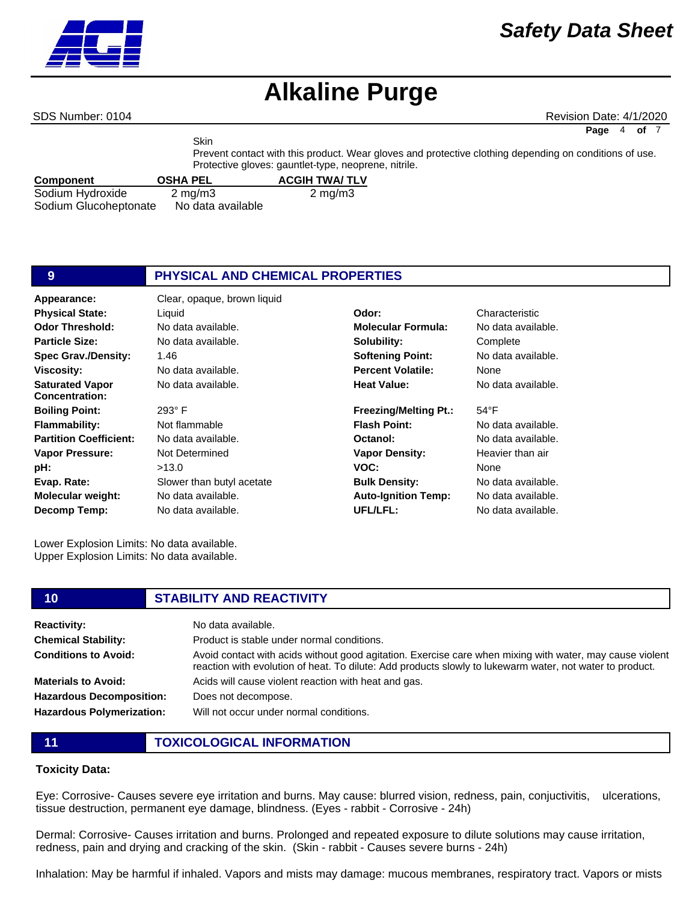Skin

Prevent contact with this product. Wear gloves and protective clothing depending on conditions of use. Protective gloves: gauntlet-type, neoprene, nitrile.

| Component | OSHA PEL | ACGIH TWA/ TLV |
|---|---|---|
| Sodium Hydroxide | 2 mg/m3 | 2 mg/m3 |
| Sodium Glucoheptonate | No data available | |

## 9 PHYSICAL AND CHEMICAL PROPERTIES

| | | | |
|---|---|---|---|
| **Appearance:** | Clear, opaque, brown liquid | | |
| **Physical State:** | Liquid | **Odor:** | Characteristic |
| **Odor Threshold:** | No data available. | **Molecular Formula:** | No data available. |
| **Particle Size:** | No data available. | **Solubility:** | Complete |
| **Spec Grav./Density:** | 1.46 | **Softening Point:** | No data available. |
| **Viscosity:** | No data available. | **Percent Volatile:** | None |
| **Saturated Vapor Concentration:** | No data available. | **Heat Value:** | No data available. |
| **Boiling Point:** | 293° F | **Freezing/Melting Pt.:** | 54°F |
| **Flammability:** | Not flammable | **Flash Point:** | No data available. |
| **Partition Coefficient:** | No data available. | **Octanol:** | No data available. |
| **Vapor Pressure:** | Not Determined | **Vapor Density:** | Heavier than air |
| **pH:** | >13.0 | **VOC:** | None |
| **Evap. Rate:** | Slower than butyl acetate | **Bulk Density:** | No data available. |
| **Molecular weight:** | No data available. | **Auto-Ignition Temp:** | No data available. |
| **Decomp Temp:** | No data available. | **UFL/LFL:** | No data available. |

Lower Explosion Limits: No data available.
Upper Explosion Limits: No data available.

## 10 STABILITY AND REACTIVITY

**Reactivity:** No data available.

**Chemical Stability:** Product is stable under normal conditions.

**Conditions to Avoid:** Avoid contact with acids without good agitation. Exercise care when mixing with water, may cause violent reaction with evolution of heat. To dilute: Add products slowly to lukewarm water, not water to product.

**Materials to Avoid:** Acids will cause violent reaction with heat and gas.

**Hazardous Decomposition:** Does not decompose.

**Hazardous Polymerization:** Will not occur under normal conditions.

## 11 TOXICOLOGICAL INFORMATION

**Toxicity Data:**

Eye: Corrosive- Causes severe eye irritation and burns. May cause: blurred vision, redness, pain, conjuctivitis, ulcerations, tissue destruction, permanent eye damage, blindness. (Eyes - rabbit - Corrosive - 24h)

Dermal: Corrosive- Causes irritation and burns. Prolonged and repeated exposure to dilute solutions may cause irritation, redness, pain and drying and cracking of the skin. (Skin - rabbit - Causes severe burns - 24h)

Inhalation: May be harmful if inhaled. Vapors and mists may damage: mucous membranes, respiratory tract. Vapors or mists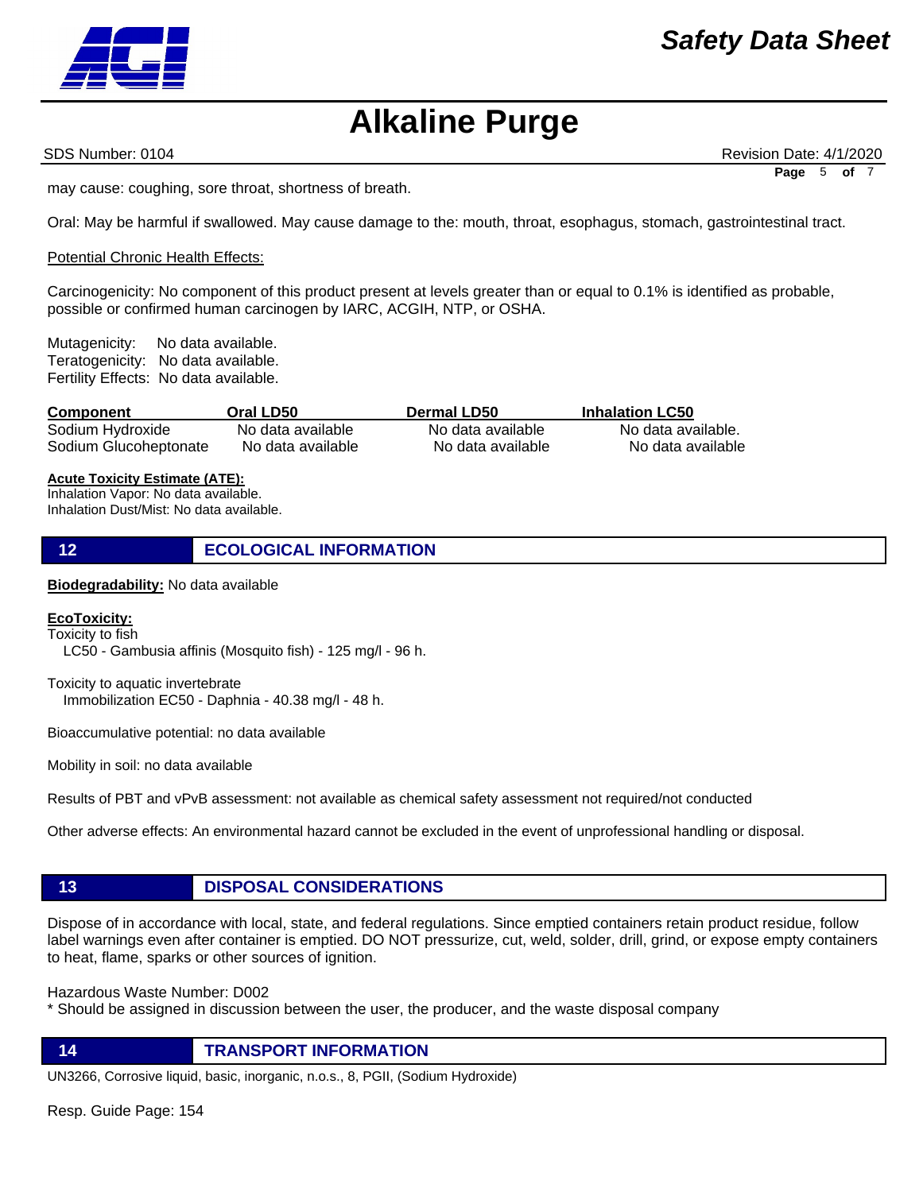may cause: coughing, sore throat, shortness of breath.

Oral: May be harmful if swallowed. May cause damage to the: mouth, throat, esophagus, stomach, gastrointestinal tract.

Potential Chronic Health Effects:

Carcinogenicity: No component of this product present at levels greater than or equal to 0.1% is identified as probable, possible or confirmed human carcinogen by IARC, ACGIH, NTP, or OSHA.

Mutagenicity: No data available.
Teratogenicity: No data available.
Fertility Effects: No data available.

| Component | Oral LD50 | Dermal LD50 | Inhalation LC50 |
|---|---|---|---|
| Sodium Hydroxide | No data available | No data available | No data available. |
| Sodium Glucoheptonate | No data available | No data available | No data available |

**Acute Toxicity Estimate (ATE):**
Inhalation Vapor: No data available.
Inhalation Dust/Mist: No data available.

## 12 ECOLOGICAL INFORMATION

**Biodegradability:** No data available

**EcoToxicity:**
Toxicity to fish
LC50 - Gambusia affinis (Mosquito fish) - 125 mg/l - 96 h.

Toxicity to aquatic invertebrate
Immobilization EC50 - Daphnia - 40.38 mg/l - 48 h.

Bioaccumulative potential: no data available

Mobility in soil: no data available

Results of PBT and vPvB assessment: not available as chemical safety assessment not required/not conducted

Other adverse effects: An environmental hazard cannot be excluded in the event of unprofessional handling or disposal.

## 13 DISPOSAL CONSIDERATIONS

Dispose of in accordance with local, state, and federal regulations. Since emptied containers retain product residue, follow label warnings even after container is emptied. DO NOT pressurize, cut, weld, solder, drill, grind, or expose empty containers to heat, flame, sparks or other sources of ignition.

Hazardous Waste Number: D002
* Should be assigned in discussion between the user, the producer, and the waste disposal company

## 14 TRANSPORT INFORMATION

UN3266, Corrosive liquid, basic, inorganic, n.o.s., 8, PGII, (Sodium Hydroxide)

Resp. Guide Page: 154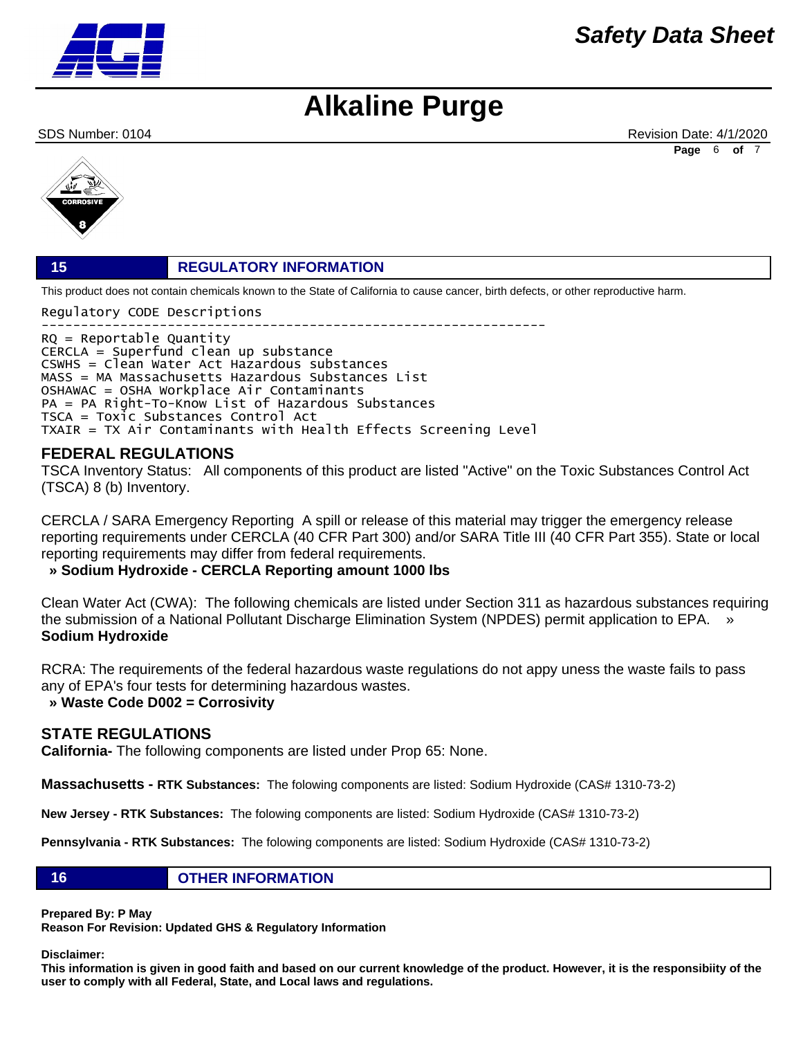## 15 REGULATORY INFORMATION

This product does not contain chemicals known to the State of California to cause cancer, birth defects, or other reproductive harm.

```
Regulatory CODE Descriptions
-----------------------------------------------------------------
RQ = Reportable Quantity
CERCLA = Superfund clean up substance
CSWHS = Clean Water Act Hazardous substances
MASS = MA Massachusetts Hazardous Substances List
OSHAWAC = OSHA Workplace Air Contaminants
PA = PA Right-To-Know List of Hazardous Substances
TSCA = Toxic Substances Control Act
TXAIR = TX Air Contaminants with Health Effects Screening Level
```

### FEDERAL REGULATIONS

TSCA Inventory Status: All components of this product are listed "Active" on the Toxic Substances Control Act (TSCA) 8 (b) Inventory.

CERCLA / SARA Emergency Reporting A spill or release of this material may trigger the emergency release reporting requirements under CERCLA (40 CFR Part 300) and/or SARA Title III (40 CFR Part 355). State or local reporting requirements may differ from federal requirements.

**» Sodium Hydroxide - CERCLA Reporting amount 1000 lbs**

Clean Water Act (CWA): The following chemicals are listed under Section 311 as hazardous substances requiring the submission of a National Pollutant Discharge Elimination System (NPDES) permit application to EPA. » **Sodium Hydroxide**

RCRA: The requirements of the federal hazardous waste regulations do not appy uness the waste fails to pass any of EPA's four tests for determining hazardous wastes.

**» Waste Code D002 = Corrosivity**

### STATE REGULATIONS

**California-** The following components are listed under Prop 65: None.

**Massachusetts - RTK Substances:** The folowing components are listed: Sodium Hydroxide (CAS# 1310-73-2)

**New Jersey - RTK Substances:** The folowing components are listed: Sodium Hydroxide (CAS# 1310-73-2)

**Pennsylvania - RTK Substances:** The folowing components are listed: Sodium Hydroxide (CAS# 1310-73-2)

## 16 OTHER INFORMATION

**Prepared By: P May**
**Reason For Revision: Updated GHS & Regulatory Information**

**Disclaimer:**
**This information is given in good faith and based on our current knowledge of the product. However, it is the responsibiity of the user to comply with all Federal, State, and Local laws and regulations.**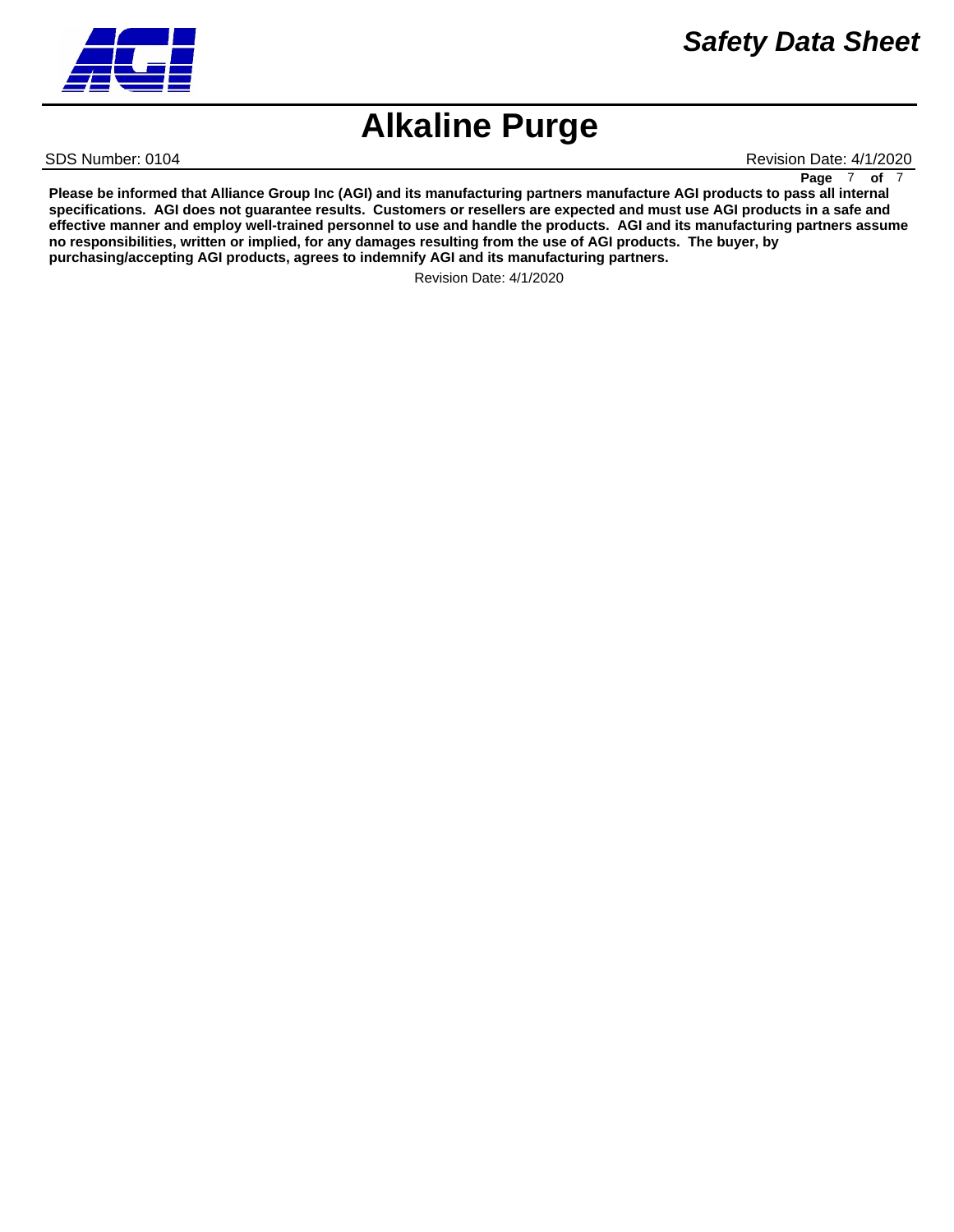**Please be informed that Alliance Group Inc (AGI) and its manufacturing partners manufacture AGI products to pass all internal specifications. AGI does not guarantee results. Customers or resellers are expected and must use AGI products in a safe and effective manner and employ well-trained personnel to use and handle the products. AGI and its manufacturing partners assume no responsibilities, written or implied, for any damages resulting from the use of AGI products. The buyer, by purchasing/accepting AGI products, agrees to indemnify AGI and its manufacturing partners.**

Revision Date: 4/1/2020